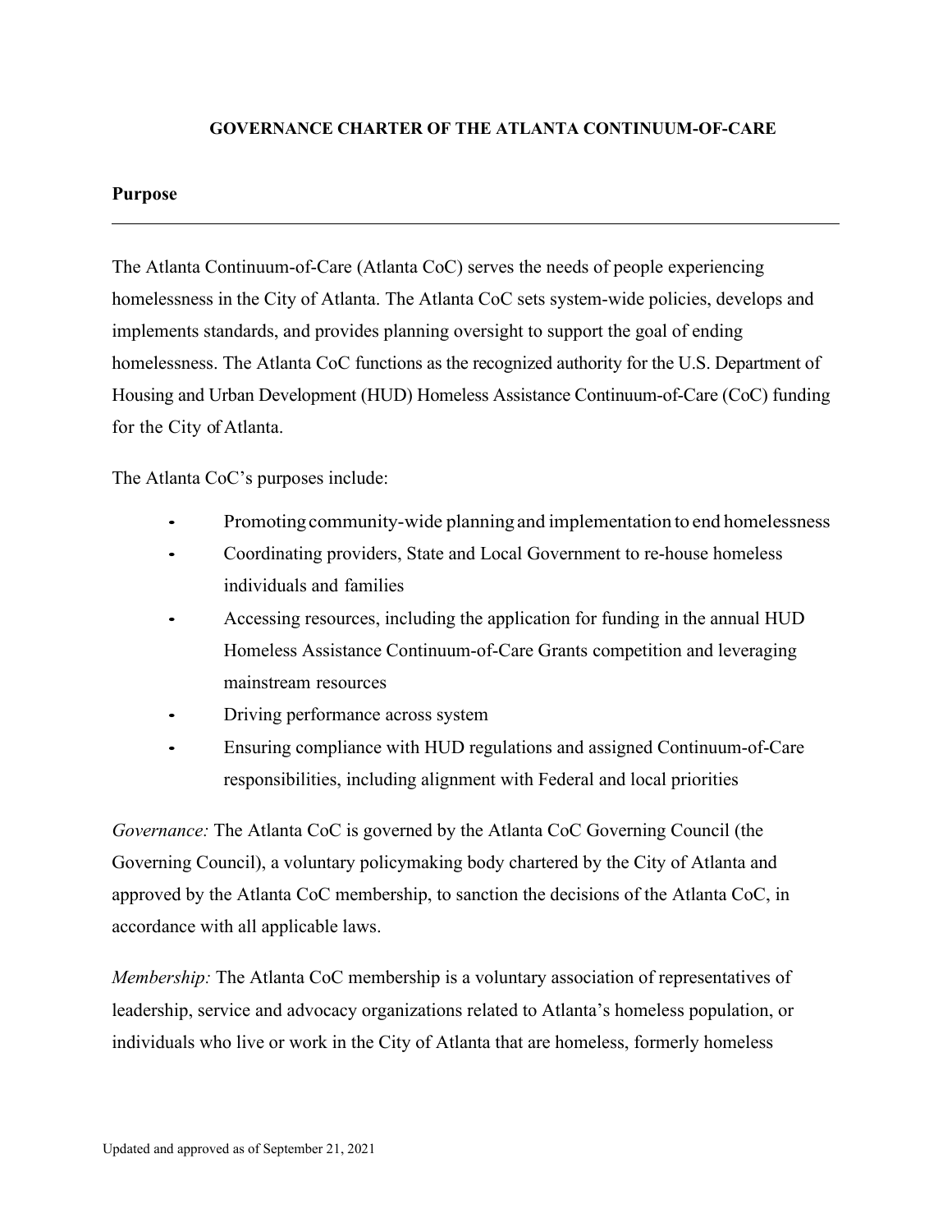# GOVERNANCE CHARTER OF THE ATLANTA CONTINUUM-OF-CARE

## Purpose

The Atlanta Continuum-of-Care (Atlanta CoC) serves the needs of people experiencing homelessness in the City of Atlanta. The Atlanta CoC sets system-wide policies, develops and implements standards, and provides planning oversight to support the goal of ending homelessness. The Atlanta CoC functions as the recognized authority for the U.S. Department of Housing and Urban Development (HUD) Homeless Assistance Continuum-of-Care (CoC) funding for the City of Atlanta.

The Atlanta CoC's purposes include:

- Promoting community-wide planning and implementation to end homelessness
- Coordinating providers, State and Local Government to re-house homeless individuals and families
- Accessing resources, including the application for funding in the annual HUD Homeless Assistance Continuum-of-Care Grants competition and leveraging mainstream resources
- Driving performance across system
- Ensuring compliance with HUD regulations and assigned Continuum-of-Care responsibilities, including alignment with Federal and local priorities

*Governance:* The Atlanta CoC is governed by the Atlanta CoC Governing Council (the Governing Council), a voluntary policymaking body chartered by the City of Atlanta and approved by the Atlanta CoC membership, to sanction the decisions of the Atlanta CoC, in accordance with all applicable laws.

*Membership:* The Atlanta CoC membership is a voluntary association of representatives of leadership, service and advocacy organizations related to Atlanta's homeless population, or individuals who live or work in the City of Atlanta that are homeless, formerly homeless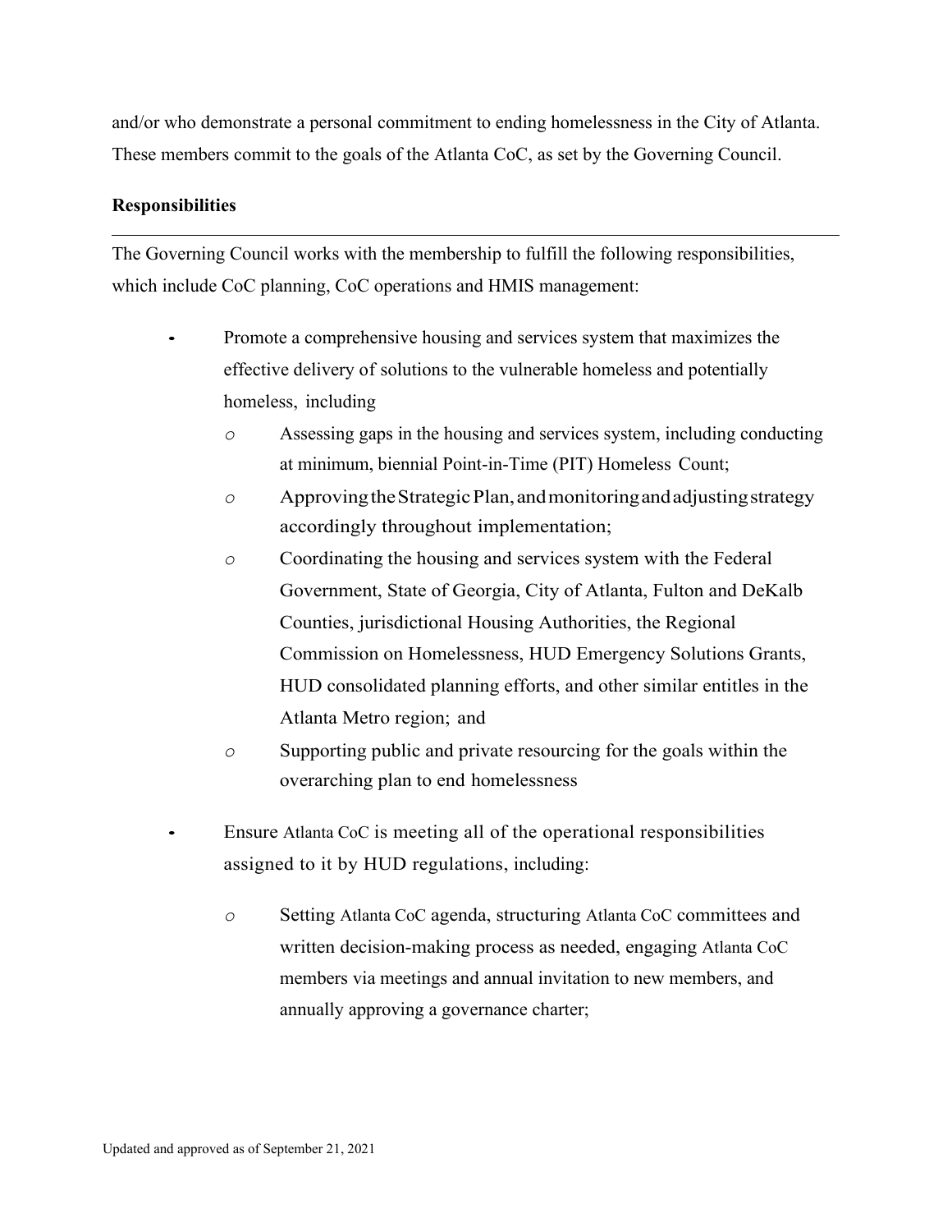and/or who demonstrate a personal commitment to ending homelessness in the City of Atlanta. These members commit to the goals of the Atlanta CoC, as set by the Governing Council.

**Responsibilities**

---

The Governing Council works with the membership to fulfill the following responsibilities, which include CoC planning, CoC operations and HMIS management:

- Promote a comprehensive housing and services system that maximizes the effective delivery of solutions to the vulnerable homeless and potentially homeless, including
  - Assessing gaps in the housing and services system, including conducting at minimum, biennial Point-in-Time (PIT) Homeless Count;
  - Approving the Strategic Plan, and monitoring and adjusting strategy accordingly throughout implementation;
  - Coordinating the housing and services system with the Federal Government, State of Georgia, City of Atlanta, Fulton and DeKalb Counties, jurisdictional Housing Authorities, the Regional Commission on Homelessness, HUD Emergency Solutions Grants, HUD consolidated planning efforts, and other similar entitles in the Atlanta Metro region; and
  - Supporting public and private resourcing for the goals within the overarching plan to end homelessness
- Ensure Atlanta CoC is meeting all of the operational responsibilities assigned to it by HUD regulations, including:
  - Setting Atlanta CoC agenda, structuring Atlanta CoC committees and written decision-making process as needed, engaging Atlanta CoC members via meetings and annual invitation to new members, and annually approving a governance charter;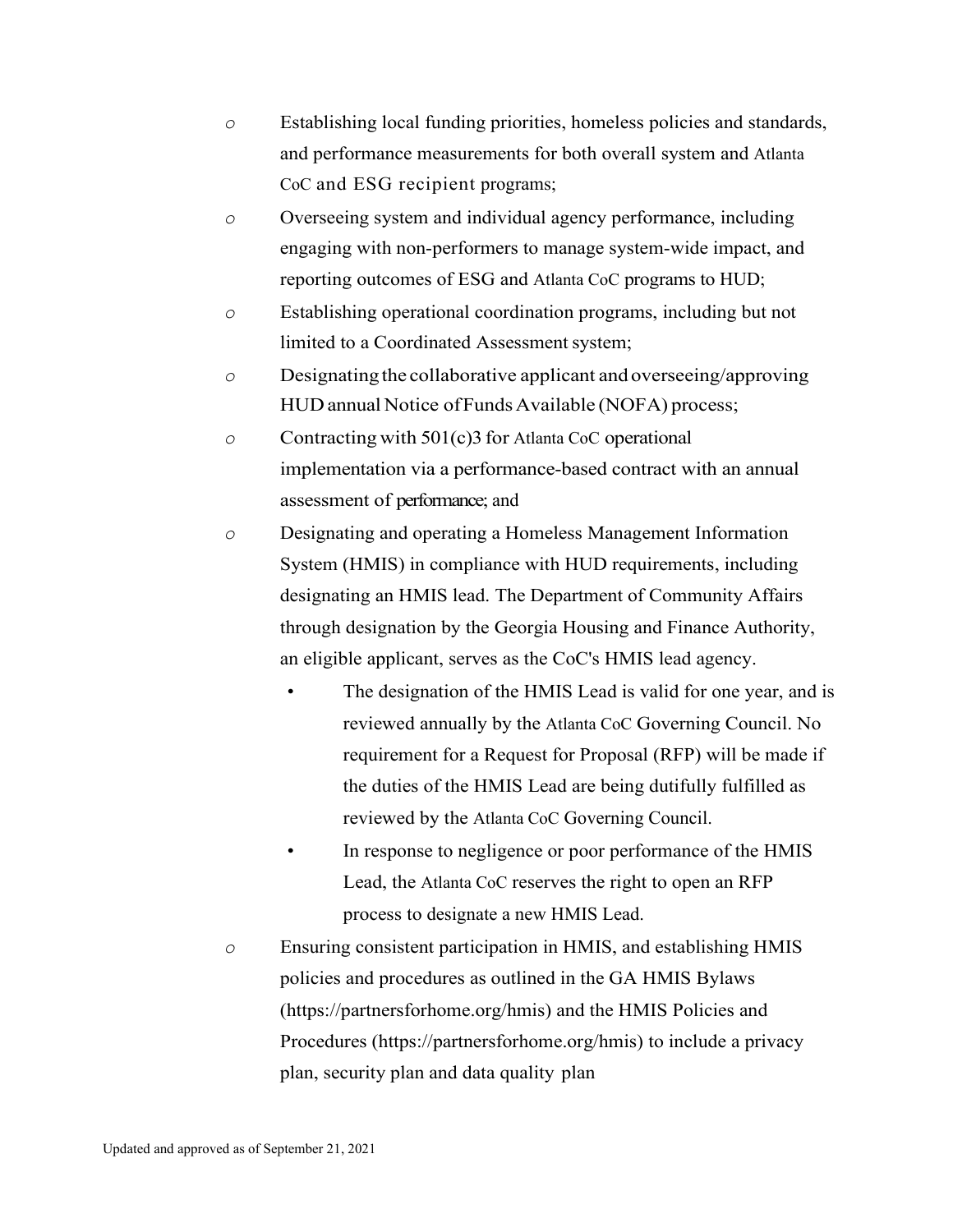- Establishing local funding priorities, homeless policies and standards, and performance measurements for both overall system and Atlanta CoC and ESG recipient programs;
- Overseeing system and individual agency performance, including engaging with non-performers to manage system-wide impact, and reporting outcomes of ESG and Atlanta CoC programs to HUD;
- Establishing operational coordination programs, including but not limited to a Coordinated Assessment system;
- Designating the collaborative applicant and overseeing/approving HUD annual Notice of Funds Available (NOFA) process;
- Contracting with 501(c)3 for Atlanta CoC operational implementation via a performance-based contract with an annual assessment of performance; and
- Designating and operating a Homeless Management Information System (HMIS) in compliance with HUD requirements, including designating an HMIS lead. The Department of Community Affairs through designation by the Georgia Housing and Finance Authority, an eligible applicant, serves as the CoC's HMIS lead agency.
  - The designation of the HMIS Lead is valid for one year, and is reviewed annually by the Atlanta CoC Governing Council. No requirement for a Request for Proposal (RFP) will be made if the duties of the HMIS Lead are being dutifully fulfilled as reviewed by the Atlanta CoC Governing Council.
  - In response to negligence or poor performance of the HMIS Lead, the Atlanta CoC reserves the right to open an RFP process to designate a new HMIS Lead.
- Ensuring consistent participation in HMIS, and establishing HMIS policies and procedures as outlined in the GA HMIS Bylaws (https://partnersforhome.org/hmis) and the HMIS Policies and Procedures (https://partnersforhome.org/hmis) to include a privacy plan, security plan and data quality plan

Updated and approved as of September 21, 2021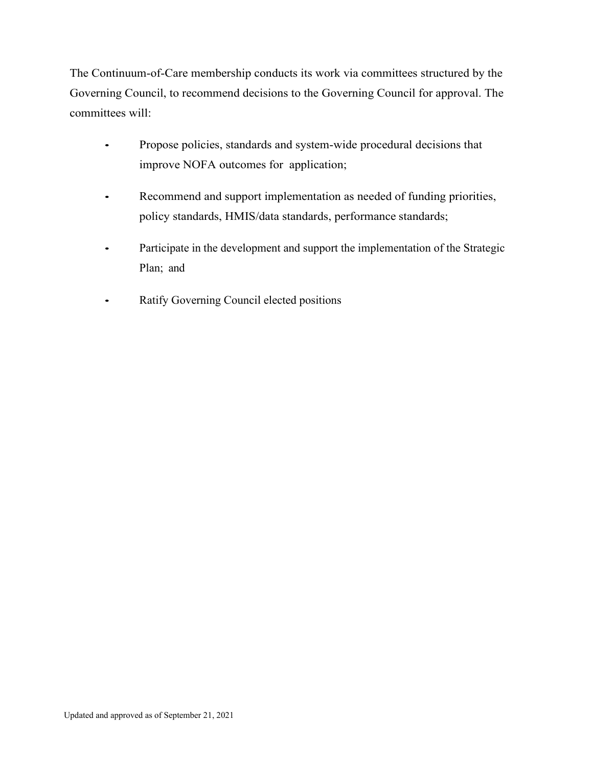The Continuum-of-Care membership conducts its work via committees structured by the Governing Council, to recommend decisions to the Governing Council for approval. The committees will:

- Propose policies, standards and system-wide procedural decisions that improve NOFA outcomes for application;
- Recommend and support implementation as needed of funding priorities, policy standards, HMIS/data standards, performance standards;
- Participate in the development and support the implementation of the Strategic Plan; and
- Ratify Governing Council elected positions

Updated and approved as of September 21, 2021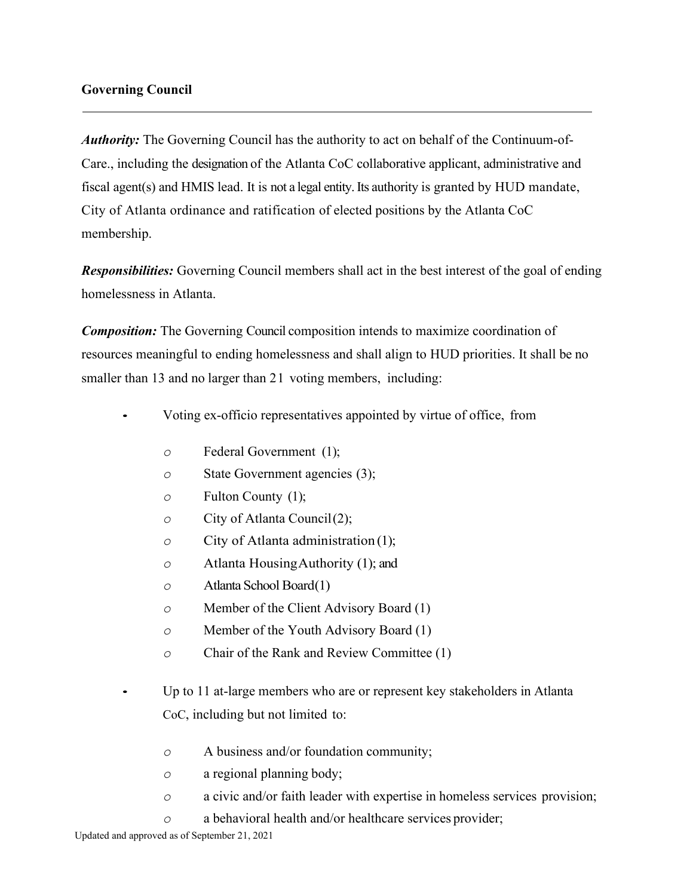### Governing Council

***Authority:*** The Governing Council has the authority to act on behalf of the Continuum-of-Care., including the designation of the Atlanta CoC collaborative applicant, administrative and fiscal agent(s) and HMIS lead. It is not a legal entity. Its authority is granted by HUD mandate, City of Atlanta ordinance and ratification of elected positions by the Atlanta CoC membership.

***Responsibilities:*** Governing Council members shall act in the best interest of the goal of ending homelessness in Atlanta.

***Composition:*** The Governing Council composition intends to maximize coordination of resources meaningful to ending homelessness and shall align to HUD priorities. It shall be no smaller than 13 and no larger than 21 voting members, including:

- Voting ex-officio representatives appointed by virtue of office, from
  - Federal Government (1);
  - State Government agencies (3);
  - Fulton County (1);
  - City of Atlanta Council (2);
  - City of Atlanta administration (1);
  - Atlanta Housing Authority (1); and
  - Atlanta School Board(1)
  - Member of the Client Advisory Board (1)
  - Member of the Youth Advisory Board (1)
  - Chair of the Rank and Review Committee (1)
- Up to 11 at-large members who are or represent key stakeholders in Atlanta CoC, including but not limited to:
  - A business and/or foundation community;
  - a regional planning body;
  - a civic and/or faith leader with expertise in homeless services provision;
  - a behavioral health and/or healthcare services provider;

Updated and approved as of September 21, 2021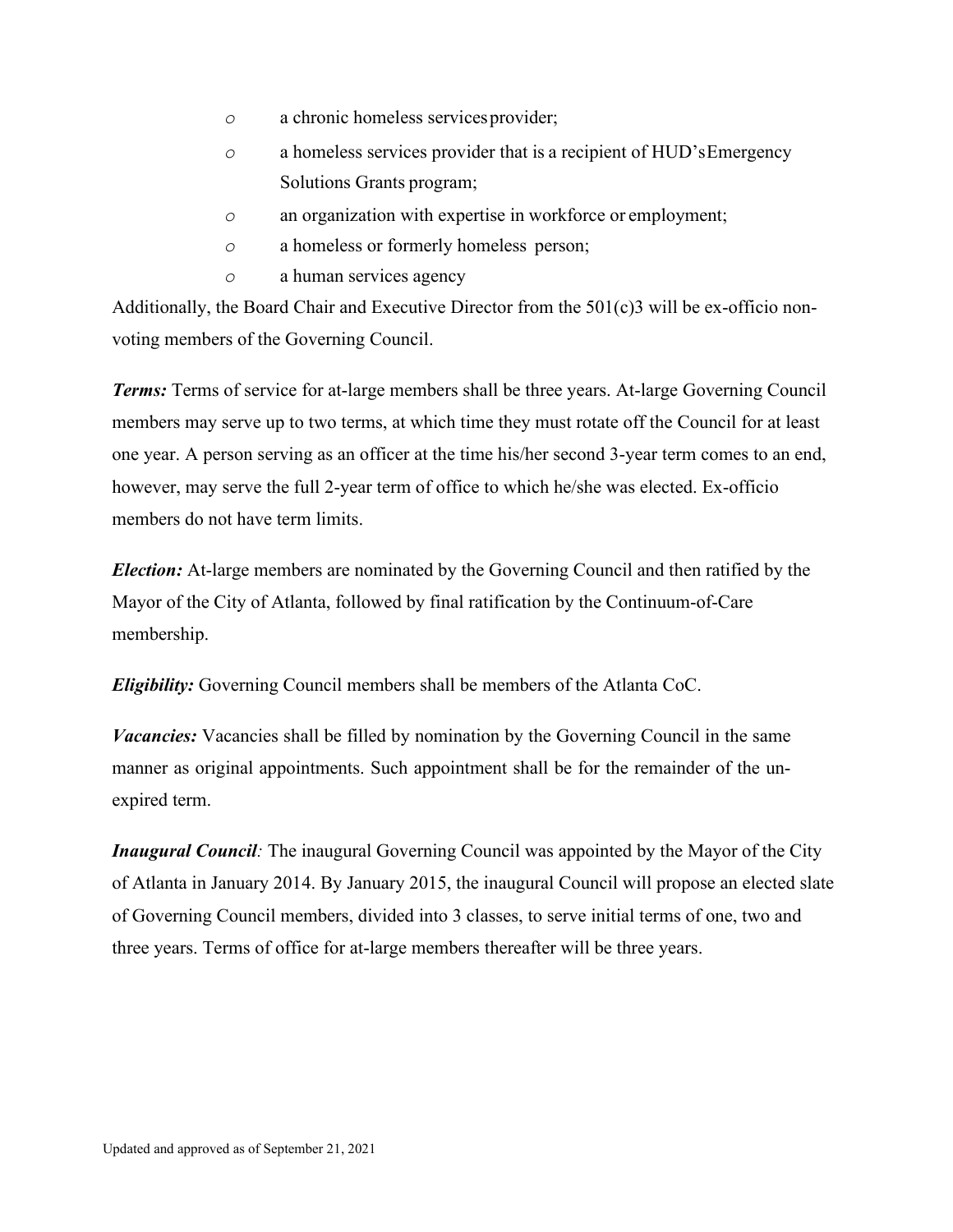- a chronic homeless services provider;
- a homeless services provider that is a recipient of HUD's Emergency Solutions Grants program;
- an organization with expertise in workforce or employment;
- a homeless or formerly homeless person;
- a human services agency

Additionally, the Board Chair and Executive Director from the 501(c)3 will be ex-officio non-voting members of the Governing Council.

***Terms:*** Terms of service for at-large members shall be three years. At-large Governing Council members may serve up to two terms, at which time they must rotate off the Council for at least one year. A person serving as an officer at the time his/her second 3-year term comes to an end, however, may serve the full 2-year term of office to which he/she was elected. Ex-officio members do not have term limits.

***Election:*** At-large members are nominated by the Governing Council and then ratified by the Mayor of the City of Atlanta, followed by final ratification by the Continuum-of-Care membership.

***Eligibility:*** Governing Council members shall be members of the Atlanta CoC.

***Vacancies:*** Vacancies shall be filled by nomination by the Governing Council in the same manner as original appointments. Such appointment shall be for the remainder of the un-expired term.

***Inaugural Council**:* The inaugural Governing Council was appointed by the Mayor of the City of Atlanta in January 2014. By January 2015, the inaugural Council will propose an elected slate of Governing Council members, divided into 3 classes, to serve initial terms of one, two and three years. Terms of office for at-large members thereafter will be three years.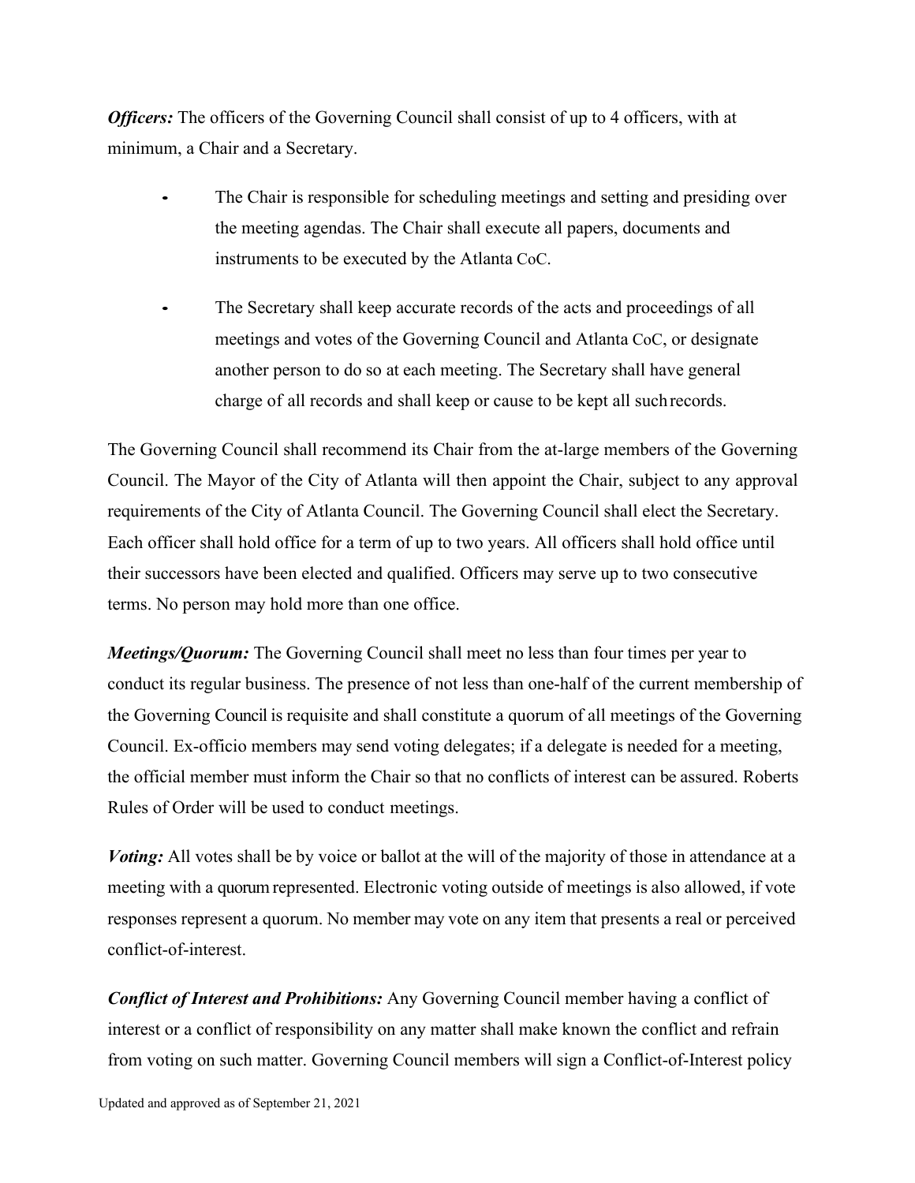***Officers:*** The officers of the Governing Council shall consist of up to 4 officers, with at minimum, a Chair and a Secretary.

- The Chair is responsible for scheduling meetings and setting and presiding over the meeting agendas. The Chair shall execute all papers, documents and instruments to be executed by the Atlanta CoC.
- The Secretary shall keep accurate records of the acts and proceedings of all meetings and votes of the Governing Council and Atlanta CoC, or designate another person to do so at each meeting. The Secretary shall have general charge of all records and shall keep or cause to be kept all such records.

The Governing Council shall recommend its Chair from the at-large members of the Governing Council. The Mayor of the City of Atlanta will then appoint the Chair, subject to any approval requirements of the City of Atlanta Council. The Governing Council shall elect the Secretary. Each officer shall hold office for a term of up to two years. All officers shall hold office until their successors have been elected and qualified. Officers may serve up to two consecutive terms. No person may hold more than one office.

***Meetings/Quorum:*** The Governing Council shall meet no less than four times per year to conduct its regular business. The presence of not less than one-half of the current membership of the Governing Council is requisite and shall constitute a quorum of all meetings of the Governing Council. Ex-officio members may send voting delegates; if a delegate is needed for a meeting, the official member must inform the Chair so that no conflicts of interest can be assured. Roberts Rules of Order will be used to conduct meetings.

***Voting:*** All votes shall be by voice or ballot at the will of the majority of those in attendance at a meeting with a quorum represented. Electronic voting outside of meetings is also allowed, if vote responses represent a quorum. No member may vote on any item that presents a real or perceived conflict-of-interest.

***Conflict of Interest and Prohibitions:*** Any Governing Council member having a conflict of interest or a conflict of responsibility on any matter shall make known the conflict and refrain from voting on such matter. Governing Council members will sign a Conflict-of-Interest policy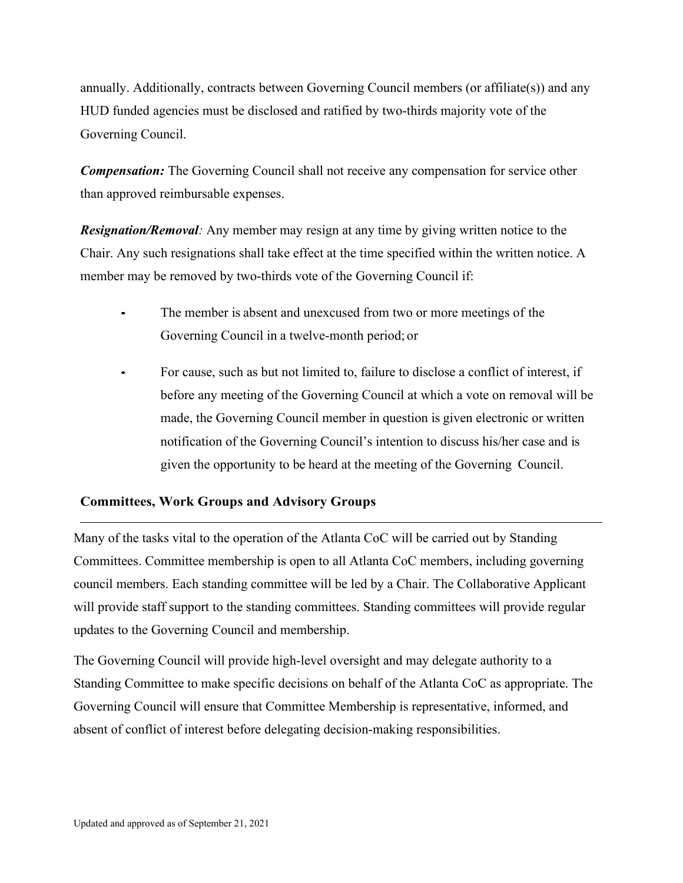annually. Additionally, contracts between Governing Council members (or affiliate(s)) and any HUD funded agencies must be disclosed and ratified by two-thirds majority vote of the Governing Council.

***Compensation:*** The Governing Council shall not receive any compensation for service other than approved reimbursable expenses.

***Resignation/Removal****:* Any member may resign at any time by giving written notice to the Chair. Any such resignations shall take effect at the time specified within the written notice. A member may be removed by two-thirds vote of the Governing Council if:

- The member is absent and unexcused from two or more meetings of the Governing Council in a twelve-month period; or
- For cause, such as but not limited to, failure to disclose a conflict of interest, if before any meeting of the Governing Council at which a vote on removal will be made, the Governing Council member in question is given electronic or written notification of the Governing Council's intention to discuss his/her case and is given the opportunity to be heard at the meeting of the Governing Council.

## Committees, Work Groups and Advisory Groups

Many of the tasks vital to the operation of the Atlanta CoC will be carried out by Standing Committees. Committee membership is open to all Atlanta CoC members, including governing council members. Each standing committee will be led by a Chair. The Collaborative Applicant will provide staff support to the standing committees. Standing committees will provide regular updates to the Governing Council and membership.

The Governing Council will provide high-level oversight and may delegate authority to a Standing Committee to make specific decisions on behalf of the Atlanta CoC as appropriate. The Governing Council will ensure that Committee Membership is representative, informed, and absent of conflict of interest before delegating decision-making responsibilities.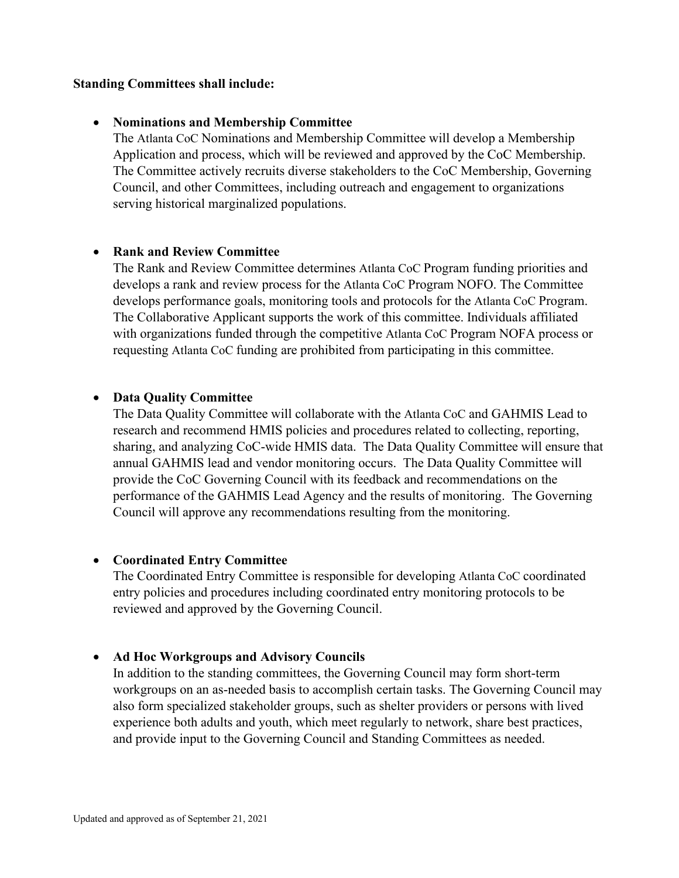**Standing Committees shall include:**

- **Nominations and Membership Committee**
  The Atlanta CoC Nominations and Membership Committee will develop a Membership Application and process, which will be reviewed and approved by the CoC Membership. The Committee actively recruits diverse stakeholders to the CoC Membership, Governing Council, and other Committees, including outreach and engagement to organizations serving historical marginalized populations.

- **Rank and Review Committee**
  The Rank and Review Committee determines Atlanta CoC Program funding priorities and develops a rank and review process for the Atlanta CoC Program NOFO. The Committee develops performance goals, monitoring tools and protocols for the Atlanta CoC Program. The Collaborative Applicant supports the work of this committee. Individuals affiliated with organizations funded through the competitive Atlanta CoC Program NOFA process or requesting Atlanta CoC funding are prohibited from participating in this committee.

- **Data Quality Committee**
  The Data Quality Committee will collaborate with the Atlanta CoC and GAHMIS Lead to research and recommend HMIS policies and procedures related to collecting, reporting, sharing, and analyzing CoC-wide HMIS data. The Data Quality Committee will ensure that annual GAHMIS lead and vendor monitoring occurs. The Data Quality Committee will provide the CoC Governing Council with its feedback and recommendations on the performance of the GAHMIS Lead Agency and the results of monitoring. The Governing Council will approve any recommendations resulting from the monitoring.

- **Coordinated Entry Committee**
  The Coordinated Entry Committee is responsible for developing Atlanta CoC coordinated entry policies and procedures including coordinated entry monitoring protocols to be reviewed and approved by the Governing Council.

- **Ad Hoc Workgroups and Advisory Councils**
  In addition to the standing committees, the Governing Council may form short-term workgroups on an as-needed basis to accomplish certain tasks. The Governing Council may also form specialized stakeholder groups, such as shelter providers or persons with lived experience both adults and youth, which meet regularly to network, share best practices, and provide input to the Governing Council and Standing Committees as needed.

Updated and approved as of September 21, 2021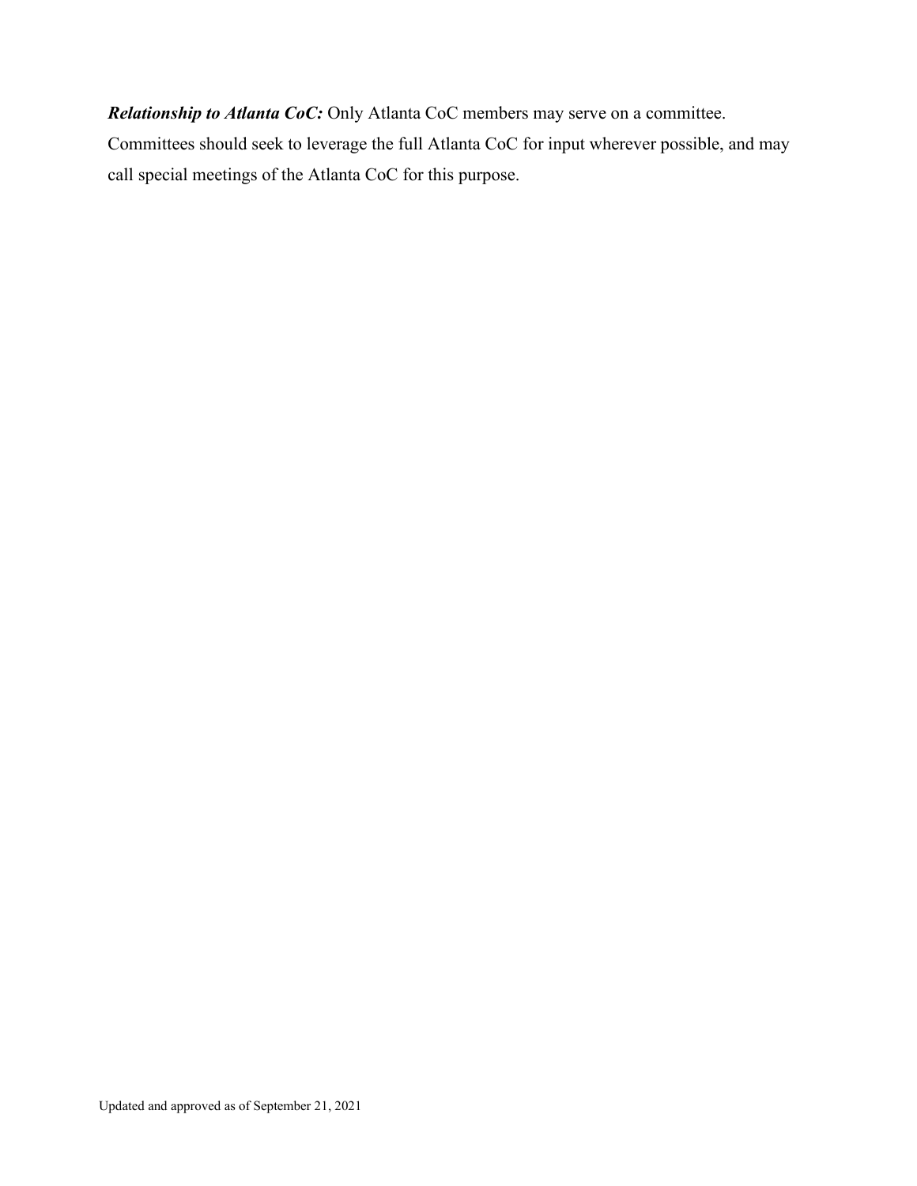***Relationship to Atlanta CoC:*** Only Atlanta CoC members may serve on a committee. Committees should seek to leverage the full Atlanta CoC for input wherever possible, and may call special meetings of the Atlanta CoC for this purpose.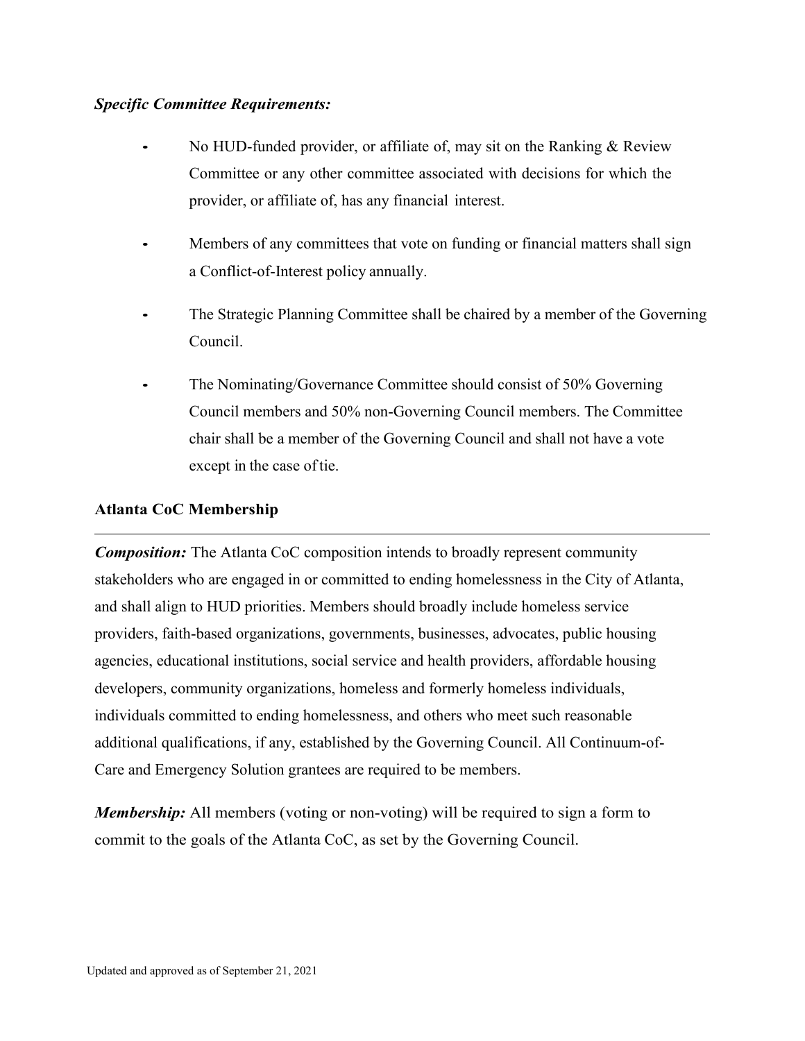***Specific Committee Requirements:***

- No HUD-funded provider, or affiliate of, may sit on the Ranking & Review Committee or any other committee associated with decisions for which the provider, or affiliate of, has any financial interest.
- Members of any committees that vote on funding or financial matters shall sign a Conflict-of-Interest policy annually.
- The Strategic Planning Committee shall be chaired by a member of the Governing Council.
- The Nominating/Governance Committee should consist of 50% Governing Council members and 50% non-Governing Council members. The Committee chair shall be a member of the Governing Council and shall not have a vote except in the case of tie.

**Atlanta CoC Membership**

***Composition:*** The Atlanta CoC composition intends to broadly represent community stakeholders who are engaged in or committed to ending homelessness in the City of Atlanta, and shall align to HUD priorities. Members should broadly include homeless service providers, faith-based organizations, governments, businesses, advocates, public housing agencies, educational institutions, social service and health providers, affordable housing developers, community organizations, homeless and formerly homeless individuals, individuals committed to ending homelessness, and others who meet such reasonable additional qualifications, if any, established by the Governing Council. All Continuum-of-Care and Emergency Solution grantees are required to be members.

***Membership:*** All members (voting or non-voting) will be required to sign a form to commit to the goals of the Atlanta CoC, as set by the Governing Council.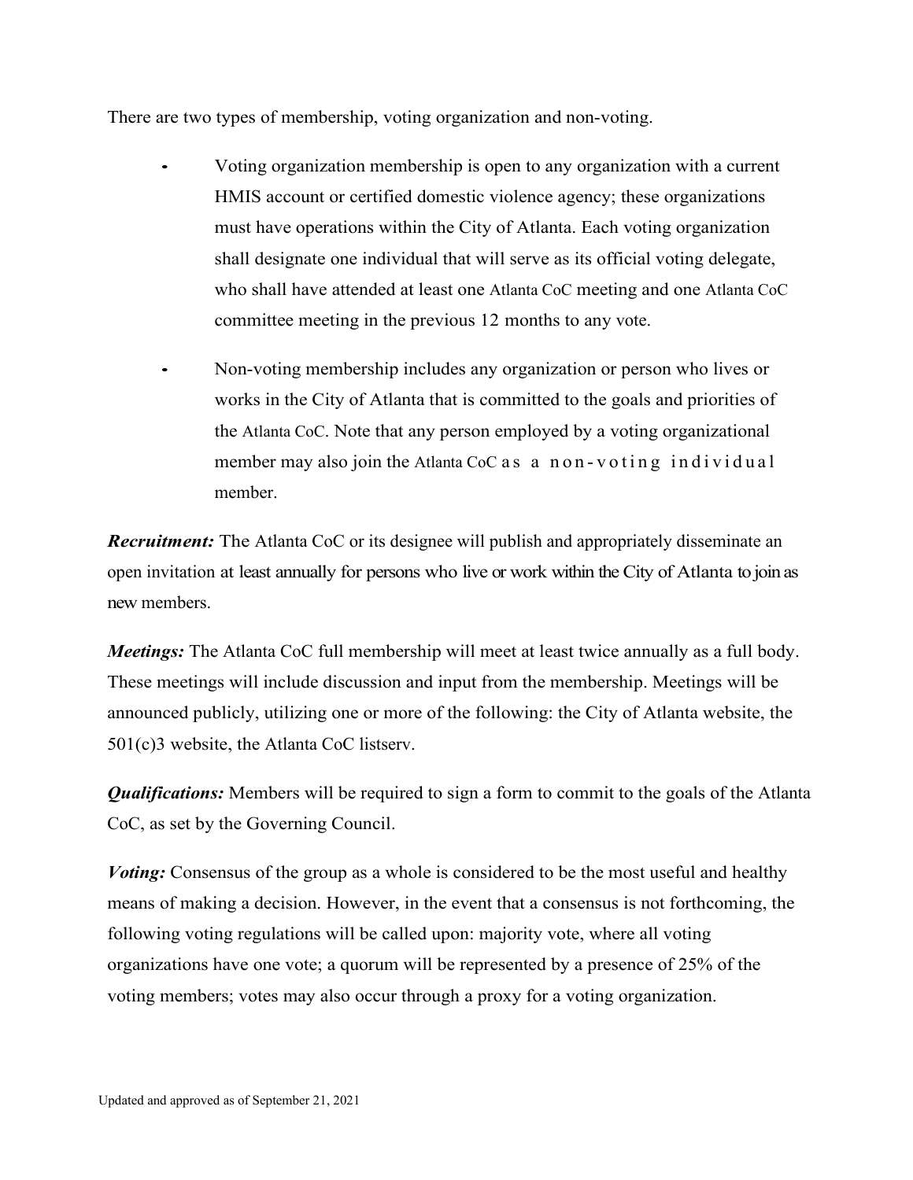There are two types of membership, voting organization and non-voting.

- Voting organization membership is open to any organization with a current HMIS account or certified domestic violence agency; these organizations must have operations within the City of Atlanta. Each voting organization shall designate one individual that will serve as its official voting delegate, who shall have attended at least one Atlanta CoC meeting and one Atlanta CoC committee meeting in the previous 12 months to any vote.
- Non-voting membership includes any organization or person who lives or works in the City of Atlanta that is committed to the goals and priorities of the Atlanta CoC. Note that any person employed by a voting organizational member may also join the Atlanta CoC as a non-voting individual member.

***Recruitment:*** The Atlanta CoC or its designee will publish and appropriately disseminate an open invitation at least annually for persons who live or work within the City of Atlanta to join as new members.

***Meetings:*** The Atlanta CoC full membership will meet at least twice annually as a full body. These meetings will include discussion and input from the membership. Meetings will be announced publicly, utilizing one or more of the following: the City of Atlanta website, the 501(c)3 website, the Atlanta CoC listserv.

***Qualifications:*** Members will be required to sign a form to commit to the goals of the Atlanta CoC, as set by the Governing Council.

***Voting:*** Consensus of the group as a whole is considered to be the most useful and healthy means of making a decision. However, in the event that a consensus is not forthcoming, the following voting regulations will be called upon: majority vote, where all voting organizations have one vote; a quorum will be represented by a presence of 25% of the voting members; votes may also occur through a proxy for a voting organization.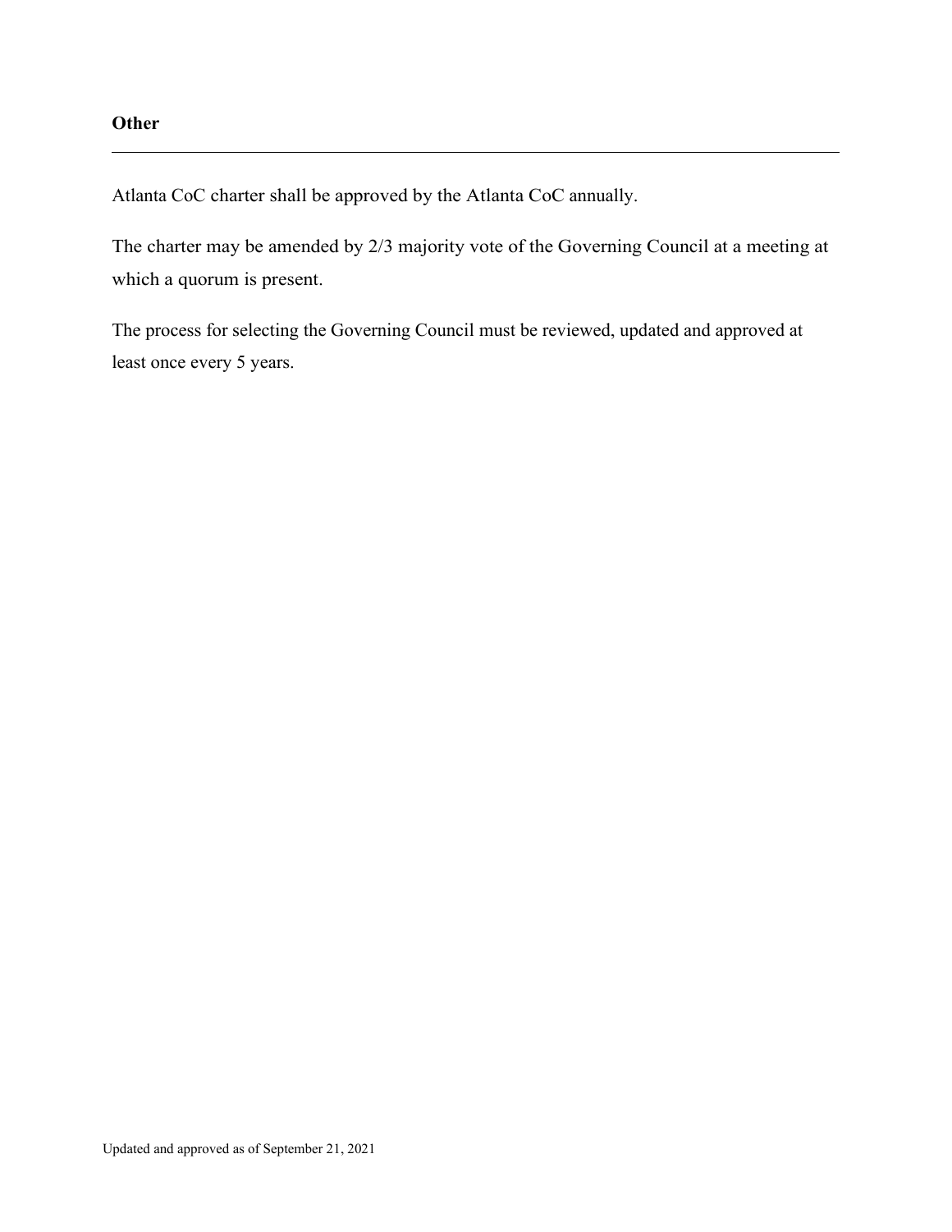## Other

---

Atlanta CoC charter shall be approved by the Atlanta CoC annually.

The charter may be amended by 2/3 majority vote of the Governing Council at a meeting at which a quorum is present.

The process for selecting the Governing Council must be reviewed, updated and approved at least once every 5 years.